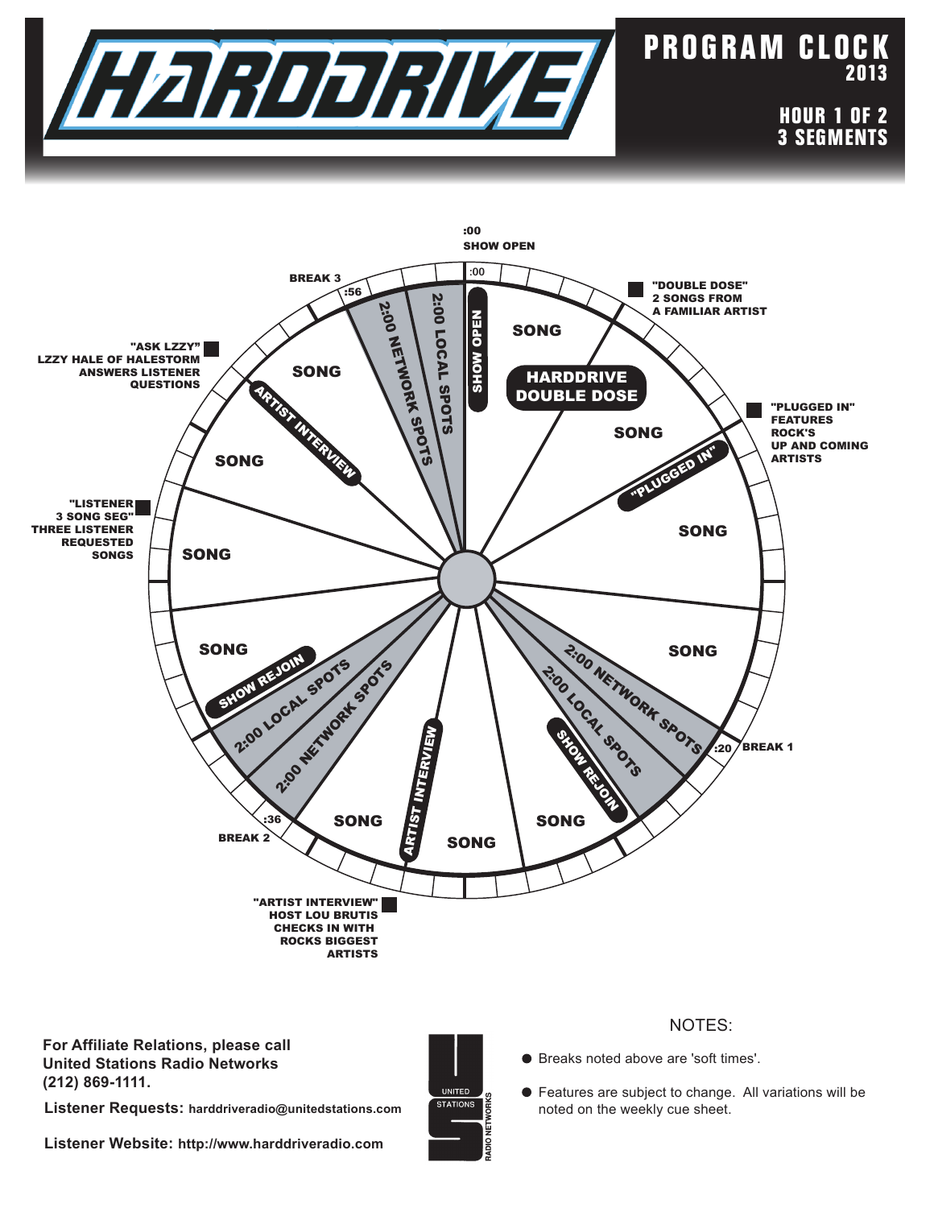# HARDDRIVE

## PROGRAM CLOCK 2013

### HOUR 1 OF 2
### 3 SEGMENTS

:00
SHOW OPEN

:00

SHOW OPEN

SONG

HARDDRIVE DOUBLE DOSE

"DOUBLE DOSE" 2 SONGS FROM A FAMILIAR ARTIST

SONG

"PLUGGED IN"

"PLUGGED IN" FEATURES ROCK'S UP AND COMING ARTISTS

SONG

SONG

2:00 NETWORK SPOTS

2:00 LOCAL SPOTS

SHOW REJOIN

:20 BREAK 1

SONG

SONG

ARTIST INTERVIEW

SONG

"ARTIST INTERVIEW" HOST LOU BRUTIS CHECKS IN WITH ROCKS BIGGEST ARTISTS

:36 BREAK 2

2:00 NETWORK SPOTS

2:00 LOCAL SPOTS

SHOW REJOIN

SONG

SONG

"LISTENER 3 SONG SEG" THREE LISTENER REQUESTED SONGS

SONG

ARTIST INTERVIEW

SONG

"ASK LZZY" LZZY HALE OF HALESTORM ANSWERS LISTENER QUESTIONS

BREAK 3 :56

2:00 NETWORK SPOTS

2:00 LOCAL SPOTS

**For Affiliate Relations, please call United Stations Radio Networks (212) 869-1111.**

**Listener Requests: harddriveradio@unitedstations.com**

**Listener Website: http://www.harddriveradio.com**

UNITED STATIONS RADIO NETWORKS

NOTES:

- Breaks noted above are 'soft times'.
- Features are subject to change. All variations will be noted on the weekly cue sheet.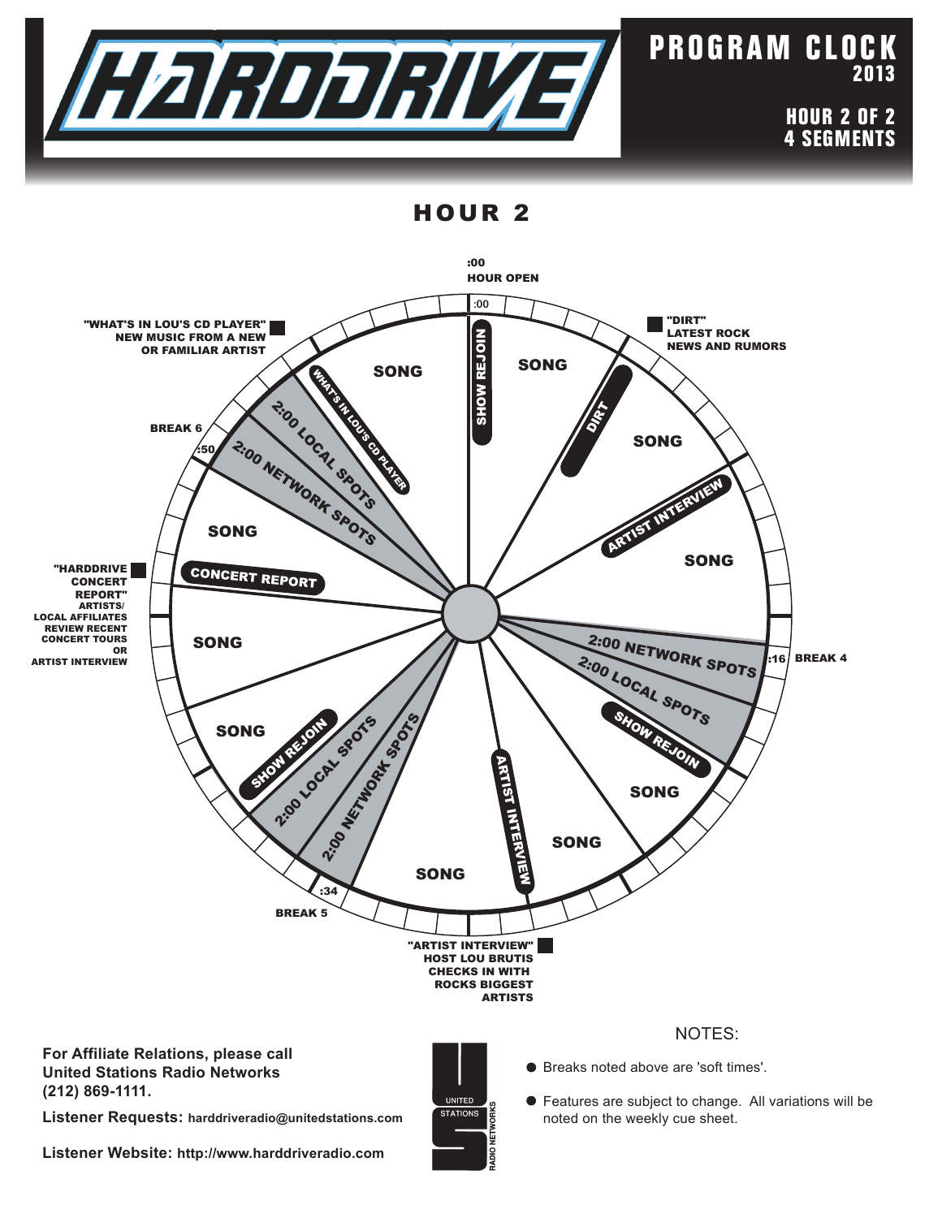# HARDDRIVE

## PROGRAM CLOCK 2013

**HOUR 2 OF 2**
**4 SEGMENTS**

## HOUR 2

:00
HOUR OPEN

"DIRT"
LATEST ROCK NEWS AND RUMORS

"WHAT'S IN LOU'S CD PLAYER"
NEW MUSIC FROM A NEW OR FAMILIAR ARTIST

BREAK 6
:50

BREAK 4
:16

"HARDDRIVE CONCERT REPORT"
ARTISTS/ LOCAL AFFILIATES REVIEW RECENT CONCERT TOURS OR ARTIST INTERVIEW

BREAK 5
:34

"ARTIST INTERVIEW"
HOST LOU BRUTIS CHECKS IN WITH ROCKS BIGGEST ARTISTS

:00
SHOW REJOIN
SONG
DIRT
SONG
ARTIST INTERVIEW
SONG
2:00 NETWORK SPOTS
2:00 LOCAL SPOTS
SHOW REJOIN
SONG
SONG
ARTIST INTERVIEW
SONG
2:00 NETWORK SPOTS
2:00 LOCAL SPOTS
SHOW REJOIN
SONG
SONG
CONCERT REPORT
SONG
2:00 NETWORK SPOTS
2:00 LOCAL SPOTS
WHAT'S IN LOU'S CD PLAYER
SONG

**For Affiliate Relations, please call United Stations Radio Networks (212) 869-1111.**

**Listener Requests:** harddriveradio@unitedstations.com

**Listener Website:** http://www.harddriveradio.com

UNITED STATIONS RADIO NETWORKS

NOTES:

- Breaks noted above are 'soft times'.
- Features are subject to change. All variations will be noted on the weekly cue sheet.